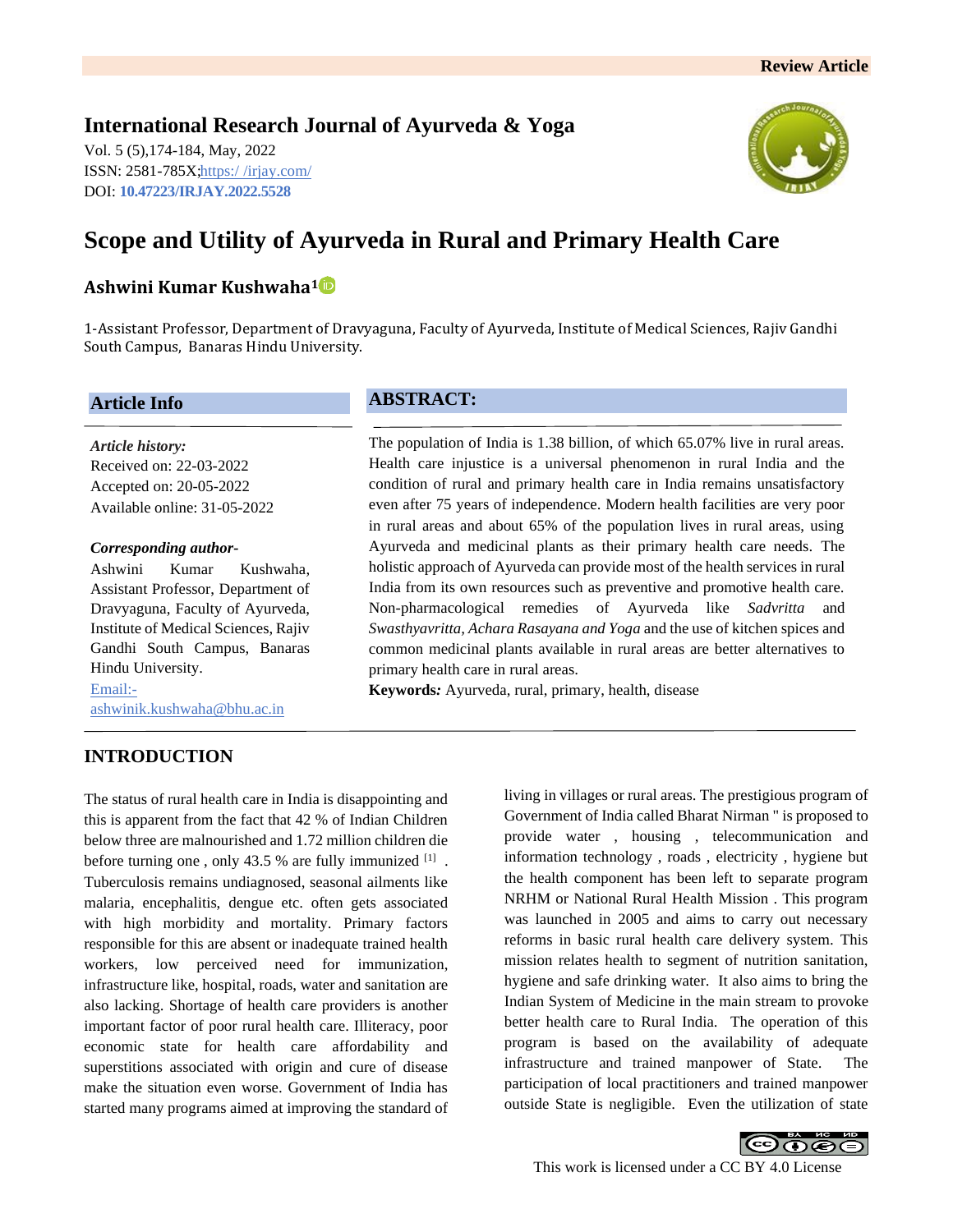Review Article

**International Research Journal of Ayurveda & Yoga**

Vol. 5 (5),174-184, May, 2022
ISSN: 2581-785X;https:/ /irjay.com/
DOI: **10.47223/IRJAY.2022.5528**

# Scope and Utility of Ayurveda in Rural and Primary Health Care

**Ashwini Kumar Kushwaha[1]**

1-Assistant Professor, Department of Dravyaguna, Faculty of Ayurveda, Institute of Medical Sciences, Rajiv Gandhi South Campus, Banaras Hindu University.

## Article Info

*Article history:*
Received on: 22-03-2022
Accepted on: 20-05-2022
Available online: 31-05-2022

*Corresponding author-*
Ashwini Kumar Kushwaha, Assistant Professor, Department of Dravyaguna, Faculty of Ayurveda, Institute of Medical Sciences, Rajiv Gandhi South Campus, Banaras Hindu University.
Email:- ashwinik.kushwaha@bhu.ac.in

## ABSTRACT:

The population of India is 1.38 billion, of which 65.07% live in rural areas. Health care injustice is a universal phenomenon in rural India and the condition of rural and primary health care in India remains unsatisfactory even after 75 years of independence. Modern health facilities are very poor in rural areas and about 65% of the population lives in rural areas, using Ayurveda and medicinal plants as their primary health care needs. The holistic approach of Ayurveda can provide most of the health services in rural India from its own resources such as preventive and promotive health care. Non-pharmacological remedies of Ayurveda like *Sadvritta* and *Swasthyavritta*, *Achara Rasayana and Yoga* and the use of kitchen spices and common medicinal plants available in rural areas are better alternatives to primary health care in rural areas.

**Keywords***:* Ayurveda, rural, primary, health, disease

## INTRODUCTION

The status of rural health care in India is disappointing and this is apparent from the fact that 42 % of Indian Children below three are malnourished and 1.72 million children die before turning one , only 43.5 % are fully immunized [1] . Tuberculosis remains undiagnosed, seasonal ailments like malaria, encephalitis, dengue etc. often gets associated with high morbidity and mortality. Primary factors responsible for this are absent or inadequate trained health workers, low perceived need for immunization, infrastructure like, hospital, roads, water and sanitation are also lacking. Shortage of health care providers is another important factor of poor rural health care. Illiteracy, poor economic state for health care affordability and superstitions associated with origin and cure of disease make the situation even worse. Government of India has started many programs aimed at improving the standard of living in villages or rural areas. The prestigious program of Government of India called Bharat Nirman " is proposed to provide water , housing , telecommunication and information technology , roads , electricity , hygiene but the health component has been left to separate program NRHM or National Rural Health Mission . This program was launched in 2005 and aims to carry out necessary reforms in basic rural health care delivery system. This mission relates health to segment of nutrition sanitation, hygiene and safe drinking water. It also aims to bring the Indian System of Medicine in the main stream to provoke better health care to Rural India. The operation of this program is based on the availability of adequate infrastructure and trained manpower of State. The participation of local practitioners and trained manpower outside State is negligible. Even the utilization of state

This work is licensed under a CC BY 4.0 License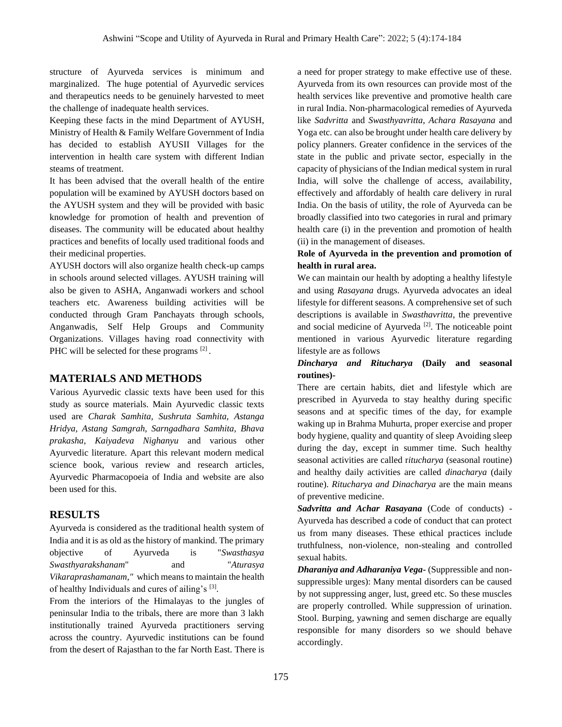structure of Ayurveda services is minimum and marginalized. The huge potential of Ayurvedic services and therapeutics needs to be genuinely harvested to meet the challenge of inadequate health services.

Keeping these facts in the mind Department of AYUSH, Ministry of Health & Family Welfare Government of India has decided to establish AYUSII Villages for the intervention in health care system with different Indian steams of treatment.

It has been advised that the overall health of the entire population will be examined by AYUSH doctors based on the AYUSH system and they will be provided with basic knowledge for promotion of health and prevention of diseases. The community will be educated about healthy practices and benefits of locally used traditional foods and their medicinal properties.

AYUSH doctors will also organize health check-up camps in schools around selected villages. AYUSH training will also be given to ASHA, Anganwadi workers and school teachers etc. Awareness building activities will be conducted through Gram Panchayats through schools, Anganwadis, Self Help Groups and Community Organizations. Villages having road connectivity with PHC will be selected for these programs [2].

## MATERIALS AND METHODS

Various Ayurvedic classic texts have been used for this study as source materials. Main Ayurvedic classic texts used are *Charak Samhita, Sushruta Samhita, Astanga Hridya, Astang Samgrah, Sarngadhara Samhita, Bhava prakasha, Kaiyadeva Nighanyu* and various other Ayurvedic literature. Apart this relevant modern medical science book, various review and research articles, Ayurvedic Pharmacopoeia of India and website are also been used for this.

## RESULTS

Ayurveda is considered as the traditional health system of India and it is as old as the history of mankind. The primary objective of Ayurveda is "*Swasthasya Swasthyarakshanam*" and "*Aturasya Vikaraprashamanam,"* which means to maintain the health of healthy Individuals and cures of ailing's [3].

From the interiors of the Himalayas to the jungles of peninsular India to the tribals, there are more than 3 lakh institutionally trained Ayurveda practitioners serving across the country. Ayurvedic institutions can be found from the desert of Rajasthan to the far North East. There is a need for proper strategy to make effective use of these. Ayurveda from its own resources can provide most of the health services like preventive and promotive health care in rural India. Non-pharmacological remedies of Ayurveda like *Sadvritta* and *Swasthyavritta, Achara Rasayana* and Yoga etc. can also be brought under health care delivery by policy planners. Greater confidence in the services of the state in the public and private sector, especially in the capacity of physicians of the Indian medical system in rural India, will solve the challenge of access, availability, effectively and affordably of health care delivery in rural India. On the basis of utility, the role of Ayurveda can be broadly classified into two categories in rural and primary health care (i) in the prevention and promotion of health (ii) in the management of diseases.

**Role of Ayurveda in the prevention and promotion of health in rural area.**

We can maintain our health by adopting a healthy lifestyle and using *Rasayana* drugs. Ayurveda advocates an ideal lifestyle for different seasons. A comprehensive set of such descriptions is available in *Swasthavritta*, the preventive and social medicine of Ayurveda [2]. The noticeable point mentioned in various Ayurvedic literature regarding lifestyle are as follows

***Dincharya and Ritucharya* (Daily and seasonal routines)-**

There are certain habits, diet and lifestyle which are prescribed in Ayurveda to stay healthy during specific seasons and at specific times of the day, for example waking up in Brahma Muhurta, proper exercise and proper body hygiene, quality and quantity of sleep Avoiding sleep during the day, except in summer time. Such healthy seasonal activities are called r*itucharya* (seasonal routine) and healthy daily activities are called *dinacharya* (daily routine). *Ritucharya and Dinacharya* are the main means of preventive medicine.

***Sadvritta and Achar Rasayana*** (Code of conducts) - Ayurveda has described a code of conduct that can protect us from many diseases. These ethical practices include truthfulness, non-violence, non-stealing and controlled sexual habits.

***Dharaniya and Adharaniya Vega-*** (Suppressible and non-suppressible urges): Many mental disorders can be caused by not suppressing anger, lust, greed etc. So these muscles are properly controlled. While suppression of urination. Stool. Burping, yawning and semen discharge are equally responsible for many disorders so we should behave accordingly.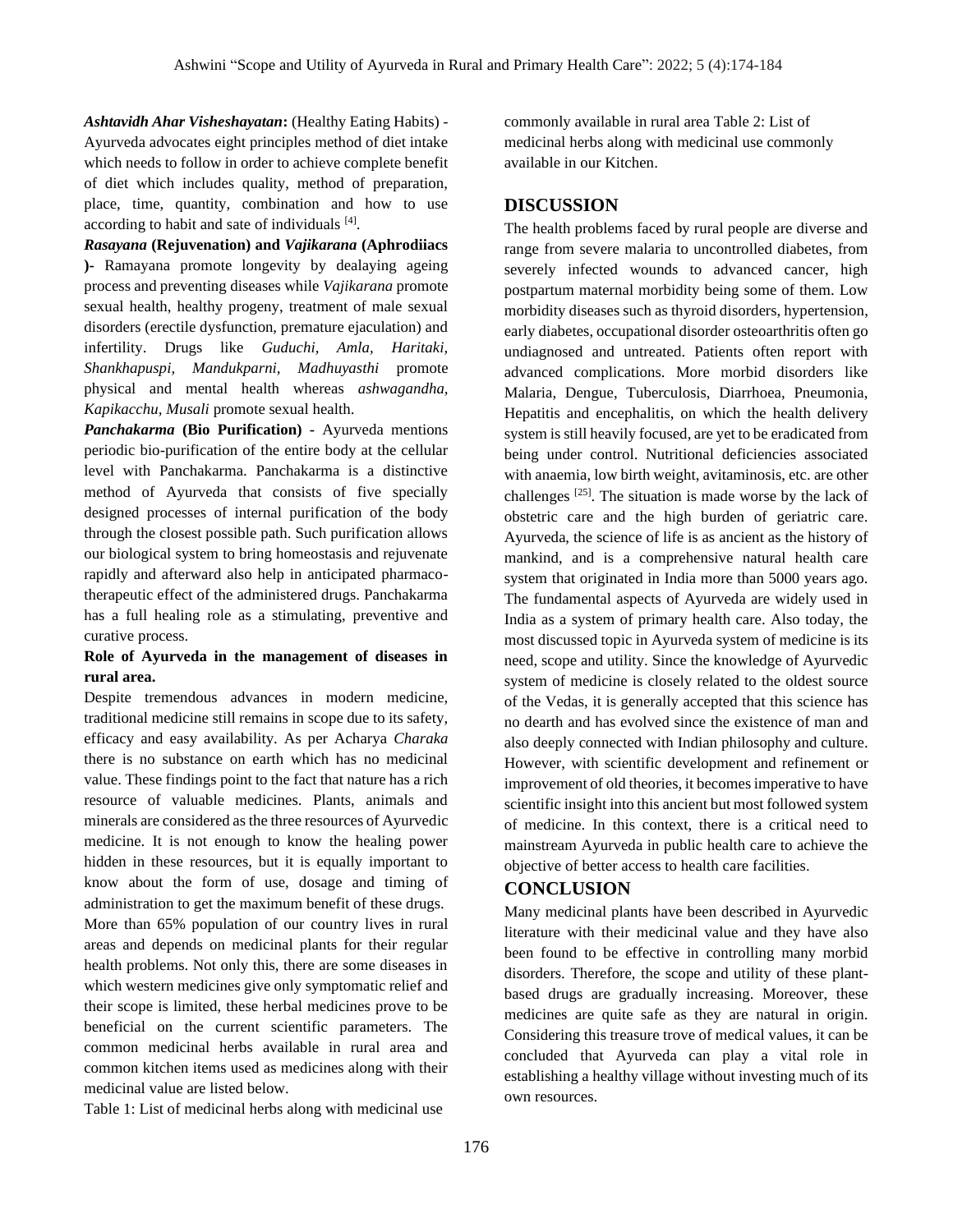***Ashtavidh Ahar Visheshayatan*:** (Healthy Eating Habits) - Ayurveda advocates eight principles method of diet intake which needs to follow in order to achieve complete benefit of diet which includes quality, method of preparation, place, time, quantity, combination and how to use according to habit and sate of individuals [4].

***Rasayana* (Rejuvenation) and *Vajikarana* (Aphrodiiacs )-** Ramayana promote longevity by dealaying ageing process and preventing diseases while *Vajikarana* promote sexual health, healthy progeny, treatment of male sexual disorders (erectile dysfunction, premature ejaculation) and infertility. Drugs like *Guduchi, Amla, Haritaki, Shankhapuspi, Mandukparni, Madhuyasthi* promote physical and mental health whereas *ashwagandha, Kapikacchu, Musali* promote sexual health.

***Panchakarma* (Bio Purification) -** Ayurveda mentions periodic bio-purification of the entire body at the cellular level with Panchakarma. Panchakarma is a distinctive method of Ayurveda that consists of five specially designed processes of internal purification of the body through the closest possible path. Such purification allows our biological system to bring homeostasis and rejuvenate rapidly and afterward also help in anticipated pharmaco-therapeutic effect of the administered drugs. Panchakarma has a full healing role as a stimulating, preventive and curative process.

**Role of Ayurveda in the management of diseases in rural area.**

Despite tremendous advances in modern medicine, traditional medicine still remains in scope due to its safety, efficacy and easy availability. As per Acharya *Charaka* there is no substance on earth which has no medicinal value. These findings point to the fact that nature has a rich resource of valuable medicines. Plants, animals and minerals are considered as the three resources of Ayurvedic medicine. It is not enough to know the healing power hidden in these resources, but it is equally important to know about the form of use, dosage and timing of administration to get the maximum benefit of these drugs.

More than 65% population of our country lives in rural areas and depends on medicinal plants for their regular health problems. Not only this, there are some diseases in which western medicines give only symptomatic relief and their scope is limited, these herbal medicines prove to be beneficial on the current scientific parameters. The common medicinal herbs available in rural area and common kitchen items used as medicines along with their medicinal value are listed below.

Table 1: List of medicinal herbs along with medicinal use commonly available in rural area Table 2: List of medicinal herbs along with medicinal use commonly available in our Kitchen.

## DISCUSSION

The health problems faced by rural people are diverse and range from severe malaria to uncontrolled diabetes, from severely infected wounds to advanced cancer, high postpartum maternal morbidity being some of them. Low morbidity diseases such as thyroid disorders, hypertension, early diabetes, occupational disorder osteoarthritis often go undiagnosed and untreated. Patients often report with advanced complications. More morbid disorders like Malaria, Dengue, Tuberculosis, Diarrhoea, Pneumonia, Hepatitis and encephalitis, on which the health delivery system is still heavily focused, are yet to be eradicated from being under control. Nutritional deficiencies associated with anaemia, low birth weight, avitaminosis, etc. are other challenges [25]. The situation is made worse by the lack of obstetric care and the high burden of geriatric care. Ayurveda, the science of life is as ancient as the history of mankind, and is a comprehensive natural health care system that originated in India more than 5000 years ago. The fundamental aspects of Ayurveda are widely used in India as a system of primary health care. Also today, the most discussed topic in Ayurveda system of medicine is its need, scope and utility. Since the knowledge of Ayurvedic system of medicine is closely related to the oldest source of the Vedas, it is generally accepted that this science has no dearth and has evolved since the existence of man and also deeply connected with Indian philosophy and culture. However, with scientific development and refinement or improvement of old theories, it becomes imperative to have scientific insight into this ancient but most followed system of medicine. In this context, there is a critical need to mainstream Ayurveda in public health care to achieve the objective of better access to health care facilities.

## CONCLUSION

Many medicinal plants have been described in Ayurvedic literature with their medicinal value and they have also been found to be effective in controlling many morbid disorders. Therefore, the scope and utility of these plant-based drugs are gradually increasing. Moreover, these medicines are quite safe as they are natural in origin. Considering this treasure trove of medical values, it can be concluded that Ayurveda can play a vital role in establishing a healthy village without investing much of its own resources.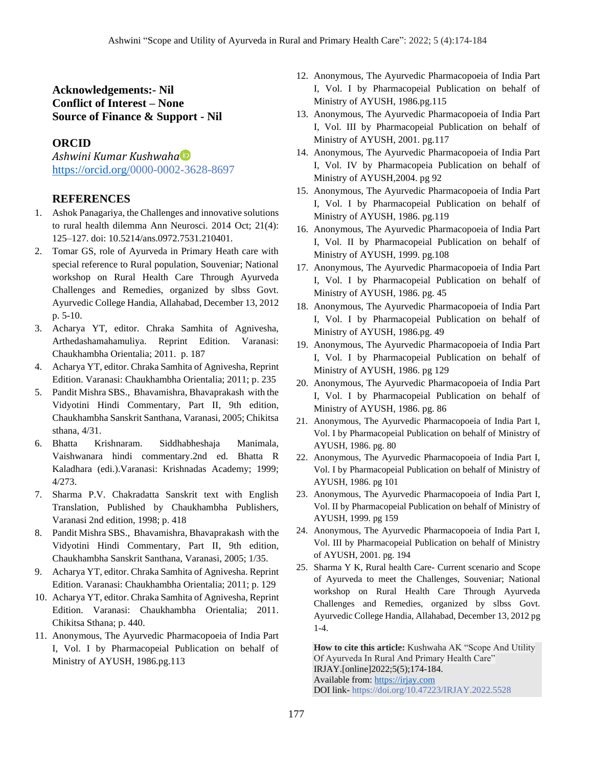**Acknowledgements:- Nil**
**Conflict of Interest – None**
**Source of Finance & Support - Nil**

## ORCID

*Ashwini Kumar Kushwaha*
https://orcid.org/0000-0002-3628-8697

## REFERENCES

1. Ashok Panagariya, the Challenges and innovative solutions to rural health dilemma Ann Neurosci. 2014 Oct; 21(4): 125–127. doi: 10.5214/ans.0972.7531.210401.
2. Tomar GS, role of Ayurveda in Primary Heath care with special reference to Rural population, Souveniar; National workshop on Rural Health Care Through Ayurveda Challenges and Remedies, organized by slbss Govt. Ayurvedic College Handia, Allahabad, December 13, 2012 p. 5-10.
3. Acharya YT, editor. Chraka Samhita of Agnivesha, Arthedashamahamuliya. Reprint Edition. Varanasi: Chaukhambha Orientalia; 2011. p. 187
4. Acharya YT, editor. Chraka Samhita of Agnivesha, Reprint Edition. Varanasi: Chaukhambha Orientalia; 2011; p. 235
5. Pandit Mishra SBS., Bhavamishra, Bhavaprakash with the Vidyotini Hindi Commentary, Part II, 9th edition, Chaukhambha Sanskrit Santhana, Varanasi, 2005; Chikitsa sthana, 4/31.
6. Bhatta Krishnaram. Siddhabheshaja Manimala, Vaishwanara hindi commentary.2nd ed. Bhatta R Kaladhara (edi.).Varanasi: Krishnadas Academy; 1999; 4/273.
7. Sharma P.V. Chakradatta Sanskrit text with English Translation, Published by Chaukhambha Publishers, Varanasi 2nd edition, 1998; p. 418
8. Pandit Mishra SBS., Bhavamishra, Bhavaprakash with the Vidyotini Hindi Commentary, Part II, 9th edition, Chaukhambha Sanskrit Santhana, Varanasi, 2005; 1/35.
9. Acharya YT, editor. Chraka Samhita of Agnivesha. Reprint Edition. Varanasi: Chaukhambha Orientalia; 2011; p. 129
10. Acharya YT, editor. Chraka Samhita of Agnivesha, Reprint Edition. Varanasi: Chaukhambha Orientalia; 2011. Chikitsa Sthana; p. 440.
11. Anonymous, The Ayurvedic Pharmacopoeia of India Part I, Vol. I by Pharmacopeial Publication on behalf of Ministry of AYUSH, 1986.pg.113
12. Anonymous, The Ayurvedic Pharmacopoeia of India Part I, Vol. I by Pharmacopeial Publication on behalf of Ministry of AYUSH, 1986.pg.115
13. Anonymous, The Ayurvedic Pharmacopoeia of India Part I, Vol. III by Pharmacopeial Publication on behalf of Ministry of AYUSH, 2001. pg.117
14. Anonymous, The Ayurvedic Pharmacopoeia of India Part I, Vol. IV by Pharmacopeia Publication on behalf of Ministry of AYUSH,2004. pg 92
15. Anonymous, The Ayurvedic Pharmacopoeia of India Part I, Vol. I by Pharmacopeial Publication on behalf of Ministry of AYUSH, 1986. pg.119
16. Anonymous, The Ayurvedic Pharmacopoeia of India Part I, Vol. II by Pharmacopeial Publication on behalf of Ministry of AYUSH, 1999. pg.108
17. Anonymous, The Ayurvedic Pharmacopoeia of India Part I, Vol. I by Pharmacopeial Publication on behalf of Ministry of AYUSH, 1986. pg. 45
18. Anonymous, The Ayurvedic Pharmacopoeia of India Part I, Vol. I by Pharmacopeial Publication on behalf of Ministry of AYUSH, 1986.pg. 49
19. Anonymous, The Ayurvedic Pharmacopoeia of India Part I, Vol. I by Pharmacopeial Publication on behalf of Ministry of AYUSH, 1986. pg 129
20. Anonymous, The Ayurvedic Pharmacopoeia of India Part I, Vol. I by Pharmacopeial Publication on behalf of Ministry of AYUSH, 1986. pg. 86
21. Anonymous, The Ayurvedic Pharmacopoeia of India Part I, Vol. I by Pharmacopeial Publication on behalf of Ministry of AYUSH, 1986. pg. 80
22. Anonymous, The Ayurvedic Pharmacopoeia of India Part I, Vol. I by Pharmacopeial Publication on behalf of Ministry of AYUSH, 1986. pg 101
23. Anonymous, The Ayurvedic Pharmacopoeia of India Part I, Vol. II by Pharmacopeial Publication on behalf of Ministry of AYUSH, 1999. pg 159
24. Anonymous, The Ayurvedic Pharmacopoeia of India Part I, Vol. III by Pharmacopeial Publication on behalf of Ministry of AYUSH, 2001. pg. 194
25. Sharma Y K, Rural health Care- Current scenario and Scope of Ayurveda to meet the Challenges, Souveniar; National workshop on Rural Health Care Through Ayurveda Challenges and Remedies, organized by slbss Govt. Ayurvedic College Handia, Allahabad, December 13, 2012 pg 1-4.

**How to cite this article:** Kushwaha AK "Scope And Utility Of Ayurveda In Rural And Primary Health Care" IRJAY.[online]2022;5(5);174-184.
Available from: https://irjay.com
DOI link- https://doi.org/10.47223/IRJAY.2022.5528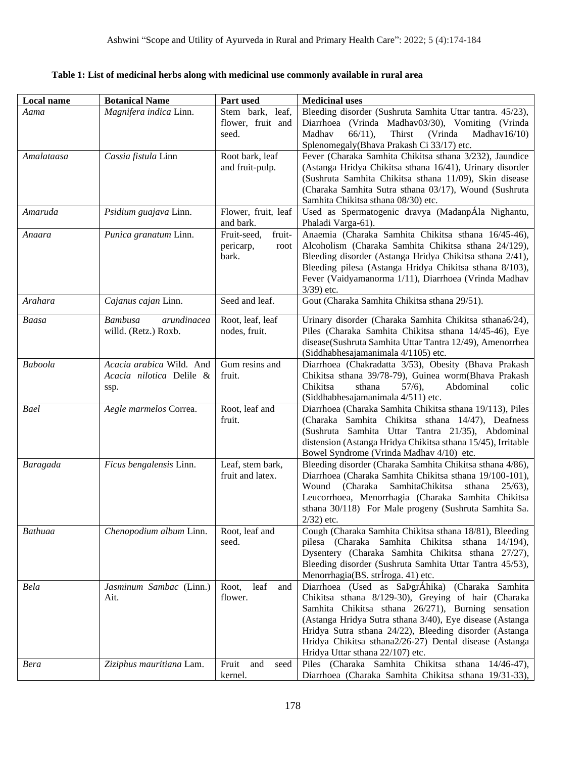**Table 1: List of medicinal herbs along with medicinal use commonly available in rural area**

| Local name | Botanical Name | Part used | Medicinal uses |
|---|---|---|---|
| *Aama* | *Magnifera indica* Linn. | Stem bark, leaf, flower, fruit and seed. | Bleeding disorder (Sushruta Samhita Uttar tantra. 45/23), Diarrhoea (Vrinda Madhav03/30), Vomiting (Vrinda Madhav 66/11), Thirst (Vrinda Madhav16/10) Splenomegaly(Bhava Prakash Ci 33/17) etc. |
| *Amalataasa* | *Cassia fistula* Linn | Root bark, leaf and fruit-pulp. | Fever (Charaka Samhita Chikitsa sthana 3/232), Jaundice (Astanga Hridya Chikitsa sthana 16/41), Urinary disorder (Sushruta Samhita Chikitsa sthana 11/09), Skin disease (Charaka Samhita Sutra sthana 03/17), Wound (Sushruta Samhita Chikitsa sthana 08/30) etc. |
| *Amaruda* | *Psidium guajava* Linn. | Flower, fruit, leaf and bark. | Used as Spermatogenic dravya (MadanpÁla Nighantu, Phaladi Varga-61). |
| *Anaara* | *Punica granatum* Linn. | Fruit-seed, fruit-pericarp, root bark. | Anaemia (Charaka Samhita Chikitsa sthana 16/45-46), Alcoholism (Charaka Samhita Chikitsa sthana 24/129), Bleeding disorder (Astanga Hridya Chikitsa sthana 2/41), Bleeding pilesa (Astanga Hridya Chikitsa sthana 8/103), Fever (Vaidyamanorma 1/11), Diarrhoea (Vrinda Madhav 3/39) etc. |
| *Arahara* | *Cajanus cajan* Linn. | Seed and leaf. | Gout (Charaka Samhita Chikitsa sthana 29/51). |
| *Baasa* | *Bambusa arundinacea* willd. (Retz.) Roxb. | Root, leaf, leaf nodes, fruit. | Urinary disorder (Charaka Samhita Chikitsa sthana6/24), Piles (Charaka Samhita Chikitsa sthana 14/45-46), Eye disease(Sushruta Samhita Uttar Tantra 12/49), Amenorrhea (Siddhabhesajamanimala 4/1105) etc. |
| *Baboola* | *Acacia arabica* Wild. And *Acacia nilotica* Delile & ssp. | Gum resins and fruit. | Diarrhoea (Chakradatta 3/53), Obesity (Bhava Prakash Chikitsa sthana 39/78-79), Guinea worm(Bhava Prakash Chikitsa sthana 57/6), Abdominal colic (Siddhabhesajamanimala 4/511) etc. |
| *Bael* | *Aegle marmelos* Correa. | Root, leaf and fruit. | Diarrhoea (Charaka Samhita Chikitsa sthana 19/113), Piles (Charaka Samhita Chikitsa sthana 14/47), Deafness (Sushruta Samhita Uttar Tantra 21/35), Abdominal distension (Astanga Hridya Chikitsa sthana 15/45), Irritable Bowel Syndrome (Vrinda Madhav 4/10) etc. |
| *Baragada* | *Ficus bengalensis* Linn. | Leaf, stem bark, fruit and latex. | Bleeding disorder (Charaka Samhita Chikitsa sthana 4/86), Diarrhoea (Charaka Samhita Chikitsa sthana 19/100-101), Wound (Charaka SamhitaChikitsa sthana 25/63), Leucorrhoea, Menorrhagia (Charaka Samhita Chikitsa sthana 30/118) For Male progeny (Sushruta Samhita Sa. 2/32) etc. |
| *Bathuaa* | *Chenopodium album* Linn. | Root, leaf and seed. | Cough (Charaka Samhita Chikitsa sthana 18/81), Bleeding pilesa (Charaka Samhita Chikitsa sthana 14/194), Dysentery (Charaka Samhita Chikitsa sthana 27/27), Bleeding disorder (Sushruta Samhita Uttar Tantra 45/53), Menorrhagia(BS. strÍroga. 41) etc. |
| *Bela* | *Jasminum Sambac* (Linn.) Ait. | Root, leaf and flower. | Diarrhoea (Used as SaÞgrÁhika) (Charaka Samhita Chikitsa sthana 8/129-30), Greying of hair (Charaka Samhita Chikitsa sthana 26/271), Burning sensation (Astanga Hridya Sutra sthana 3/40), Eye disease (Astanga Hridya Sutra sthana 24/22), Bleeding disorder (Astanga Hridya Chikitsa sthana2/26-27) Dental disease (Astanga Hridya Uttar sthana 22/107) etc. |
| *Bera* | *Ziziphus mauritiana* Lam. | Fruit and seed kernel. | Piles (Charaka Samhita Chikitsa sthana 14/46-47), Diarrhoea (Charaka Samhita Chikitsa sthana 19/31-33), |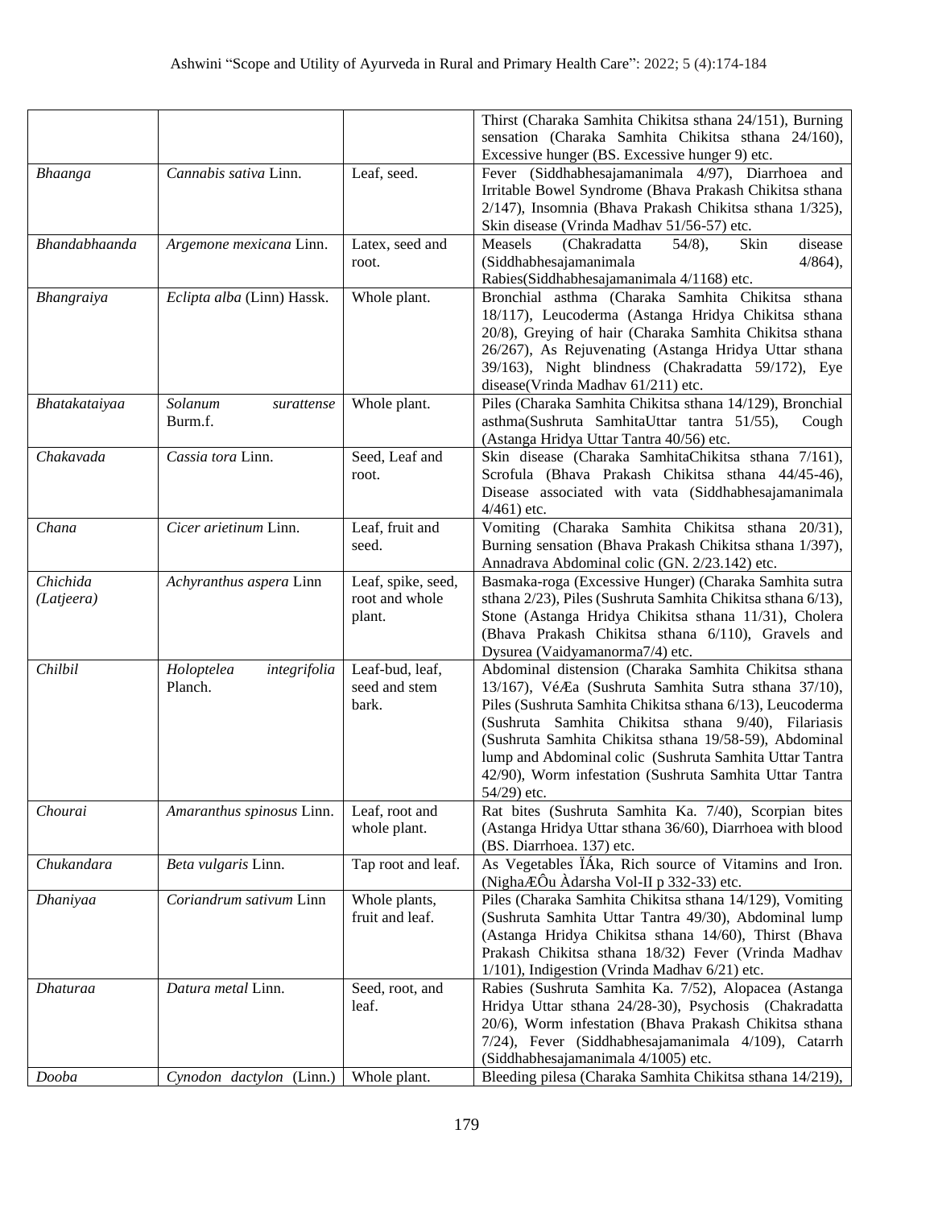|  |  |  | Thirst (Charaka Samhita Chikitsa sthana 24/151), Burning sensation (Charaka Samhita Chikitsa sthana 24/160), Excessive hunger (BS. Excessive hunger 9) etc. |
|---|---|---|---|
| *Bhaanga* | *Cannabis sativa* Linn. | Leaf, seed. | Fever (Siddhabhesajamanimala 4/97), Diarrhoea and Irritable Bowel Syndrome (Bhava Prakash Chikitsa sthana 2/147), Insomnia (Bhava Prakash Chikitsa sthana 1/325), Skin disease (Vrinda Madhav 51/56-57) etc. |
| *Bhandabhaanda* | *Argemone mexicana* Linn. | Latex, seed and root. | Measels (Chakradatta 54/8), Skin disease (Siddhabhesajamanimala 4/864), Rabies(Siddhabhesajamanimala 4/1168) etc. |
| *Bhangraiya* | *Eclipta alba* (Linn) Hassk. | Whole plant. | Bronchial asthma (Charaka Samhita Chikitsa sthana 18/117), Leucoderma (Astanga Hridya Chikitsa sthana 20/8), Greying of hair (Charaka Samhita Chikitsa sthana 26/267), As Rejuvenating (Astanga Hridya Uttar sthana 39/163), Night blindness (Chakradatta 59/172), Eye disease(Vrinda Madhav 61/211) etc. |
| *Bhatakataiyaa* | *Solanum surattense* Burm.f. | Whole plant. | Piles (Charaka Samhita Chikitsa sthana 14/129), Bronchial asthma(Sushruta SamhitaUttar tantra 51/55), Cough (Astanga Hridya Uttar Tantra 40/56) etc. |
| *Chakavada* | *Cassia tora* Linn. | Seed, Leaf and root. | Skin disease (Charaka SamhitaChikitsa sthana 7/161), Scrofula (Bhava Prakash Chikitsa sthana 44/45-46), Disease associated with vata (Siddhabhesajamanimala 4/461) etc. |
| *Chana* | *Cicer arietinum* Linn. | Leaf, fruit and seed. | Vomiting (Charaka Samhita Chikitsa sthana 20/31), Burning sensation (Bhava Prakash Chikitsa sthana 1/397), Annadrava Abdominal colic (GN. 2/23.142) etc. |
| *Chichida (Latjeera)* | *Achyranthus aspera* Linn | Leaf, spike, seed, root and whole plant. | Basmaka-roga (Excessive Hunger) (Charaka Samhita sutra sthana 2/23), Piles (Sushruta Samhita Chikitsa sthana 6/13), Stone (Astanga Hridya Chikitsa sthana 11/31), Cholera (Bhava Prakash Chikitsa sthana 6/110), Gravels and Dysurea (Vaidyamanorma7/4) etc. |
| *Chilbil* | *Holoptelea integrifolia* Planch. | Leaf-bud, leaf, seed and stem bark. | Abdominal distension (Charaka Samhita Chikitsa sthana 13/167), VéÆa (Sushruta Samhita Sutra sthana 37/10), Piles (Sushruta Samhita Chikitsa sthana 6/13), Leucoderma (Sushruta Samhita Chikitsa sthana 9/40), Filariasis (Sushruta Samhita Chikitsa sthana 19/58-59), Abdominal lump and Abdominal colic (Sushruta Samhita Uttar Tantra 42/90), Worm infestation (Sushruta Samhita Uttar Tantra 54/29) etc. |
| *Chourai* | *Amaranthus spinosus* Linn. | Leaf, root and whole plant. | Rat bites (Sushruta Samhita Ka. 7/40), Scorpian bites (Astanga Hridya Uttar sthana 36/60), Diarrhoea with blood (BS. Diarrhoea. 137) etc. |
| *Chukandara* | *Beta vulgaris* Linn. | Tap root and leaf. | As Vegetables ÏÁka, Rich source of Vitamins and Iron. (NighaÆÔu Àdarsha Vol-II p 332-33) etc. |
| *Dhaniyaa* | *Coriandrum sativum* Linn | Whole plants, fruit and leaf. | Piles (Charaka Samhita Chikitsa sthana 14/129), Vomiting (Sushruta Samhita Uttar Tantra 49/30), Abdominal lump (Astanga Hridya Chikitsa sthana 14/60), Thirst (Bhava Prakash Chikitsa sthana 18/32) Fever (Vrinda Madhav 1/101), Indigestion (Vrinda Madhav 6/21) etc. |
| *Dhaturaa* | *Datura metal* Linn. | Seed, root, and leaf. | Rabies (Sushruta Samhita Ka. 7/52), Alopacea (Astanga Hridya Uttar sthana 24/28-30), Psychosis (Chakradatta 20/6), Worm infestation (Bhava Prakash Chikitsa sthana 7/24), Fever (Siddhabhesajamanimala 4/109), Catarrh (Siddhabhesajamanimala 4/1005) etc. |
| *Dooba* | *Cynodon dactylon* (Linn.) | Whole plant. | Bleeding pilesa (Charaka Samhita Chikitsa sthana 14/219), |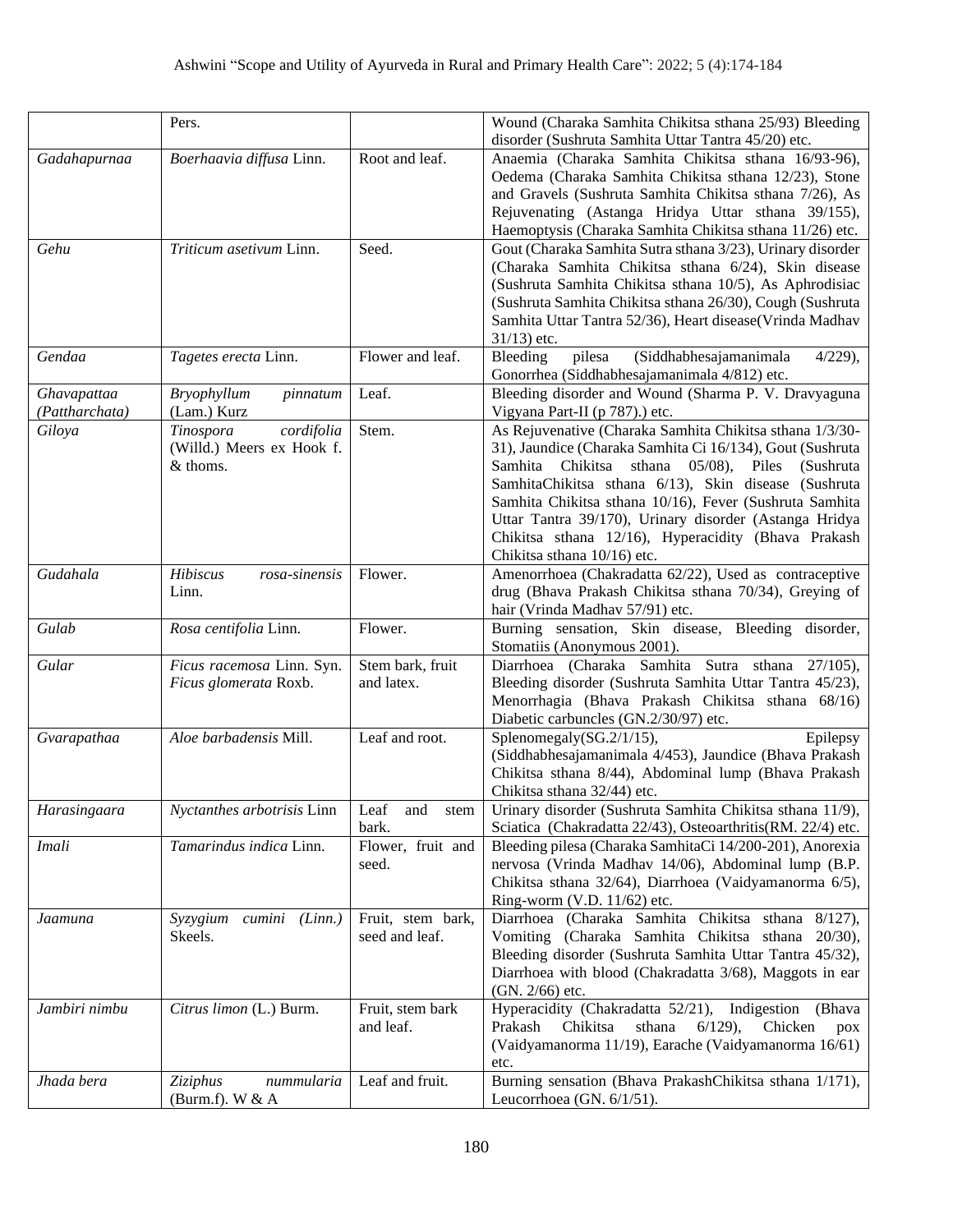| | | | |
|---|---|---|---|
| | Pers. | | Wound (Charaka Samhita Chikitsa sthana 25/93) Bleeding disorder (Sushruta Samhita Uttar Tantra 45/20) etc. |
| *Gadahapurnaa* | *Boerhaavia diffusa* Linn. | Root and leaf. | Anaemia (Charaka Samhita Chikitsa sthana 16/93-96), Oedema (Charaka Samhita Chikitsa sthana 12/23), Stone and Gravels (Sushruta Samhita Chikitsa sthana 7/26), As Rejuvenating (Astanga Hridya Uttar sthana 39/155), Haemoptysis (Charaka Samhita Chikitsa sthana 11/26) etc. |
| *Gehu* | *Triticum asetivum* Linn. | Seed. | Gout (Charaka Samhita Sutra sthana 3/23), Urinary disorder (Charaka Samhita Chikitsa sthana 6/24), Skin disease (Sushruta Samhita Chikitsa sthana 10/5), As Aphrodisiac (Sushruta Samhita Chikitsa sthana 26/30), Cough (Sushruta Samhita Uttar Tantra 52/36), Heart disease(Vrinda Madhav 31/13) etc. |
| *Gendaa* | *Tagetes erecta* Linn. | Flower and leaf. | Bleeding pilesa (Siddhabhesajamanimala 4/229), Gonorrhea (Siddhabhesajamanimala 4/812) etc. |
| *Ghavapattaa (Pattharchata)* | *Bryophyllum pinnatum* (Lam.) Kurz | Leaf. | Bleeding disorder and Wound (Sharma P. V. Dravyaguna Vigyana Part-II (p 787).) etc. |
| *Giloya* | *Tinospora cordifolia* (Willd.) Meers ex Hook f. & thoms. | Stem. | As Rejuvenative (Charaka Samhita Chikitsa sthana 1/3/30-31), Jaundice (Charaka Samhita Ci 16/134), Gout (Sushruta Samhita Chikitsa sthana 05/08), Piles (Sushruta SamhitaChikitsa sthana 6/13), Skin disease (Sushruta Samhita Chikitsa sthana 10/16), Fever (Sushruta Samhita Uttar Tantra 39/170), Urinary disorder (Astanga Hridya Chikitsa sthana 12/16), Hyperacidity (Bhava Prakash Chikitsa sthana 10/16) etc. |
| *Gudahala* | *Hibiscus rosa-sinensis* Linn. | Flower. | Amenorrhoea (Chakradatta 62/22), Used as contraceptive drug (Bhava Prakash Chikitsa sthana 70/34), Greying of hair (Vrinda Madhav 57/91) etc. |
| *Gulab* | *Rosa centifolia* Linn. | Flower. | Burning sensation, Skin disease, Bleeding disorder, Stomatiis (Anonymous 2001). |
| *Gular* | *Ficus racemosa* Linn. Syn. *Ficus glomerata* Roxb. | Stem bark, fruit and latex. | Diarrhoea (Charaka Samhita Sutra sthana 27/105), Bleeding disorder (Sushruta Samhita Uttar Tantra 45/23), Menorrhagia (Bhava Prakash Chikitsa sthana 68/16) Diabetic carbuncles (GN.2/30/97) etc. |
| *Gvarapathaa* | *Aloe barbadensis* Mill. | Leaf and root. | Splenomegaly(SG.2/1/15), Epilepsy (Siddhabhesajamanimala 4/453), Jaundice (Bhava Prakash Chikitsa sthana 8/44), Abdominal lump (Bhava Prakash Chikitsa sthana 32/44) etc. |
| *Harasingaara* | *Nyctanthes arbotrisis* Linn | Leaf and stem bark. | Urinary disorder (Sushruta Samhita Chikitsa sthana 11/9), Sciatica (Chakradatta 22/43), Osteoarthritis(RM. 22/4) etc. |
| *Imali* | *Tamarindus indica* Linn. | Flower, fruit and seed. | Bleeding pilesa (Charaka SamhitaCi 14/200-201), Anorexia nervosa (Vrinda Madhav 14/06), Abdominal lump (B.P. Chikitsa sthana 32/64), Diarrhoea (Vaidyamanorma 6/5), Ring-worm (V.D. 11/62) etc. |
| *Jaamuna* | *Syzygium cumini (Linn.)* Skeels. | Fruit, stem bark, seed and leaf. | Diarrhoea (Charaka Samhita Chikitsa sthana 8/127), Vomiting (Charaka Samhita Chikitsa sthana 20/30), Bleeding disorder (Sushruta Samhita Uttar Tantra 45/32), Diarrhoea with blood (Chakradatta 3/68), Maggots in ear (GN. 2/66) etc. |
| *Jambiri nimbu* | *Citrus limon* (L.) Burm. | Fruit, stem bark and leaf. | Hyperacidity (Chakradatta 52/21), Indigestion (Bhava Prakash Chikitsa sthana 6/129), Chicken pox (Vaidyamanorma 11/19), Earache (Vaidyamanorma 16/61) etc. |
| *Jhada bera* | *Ziziphus nummularia* (Burm.f). W & A | Leaf and fruit. | Burning sensation (Bhava PrakashChikitsa sthana 1/171), Leucorrhoea (GN. 6/1/51). |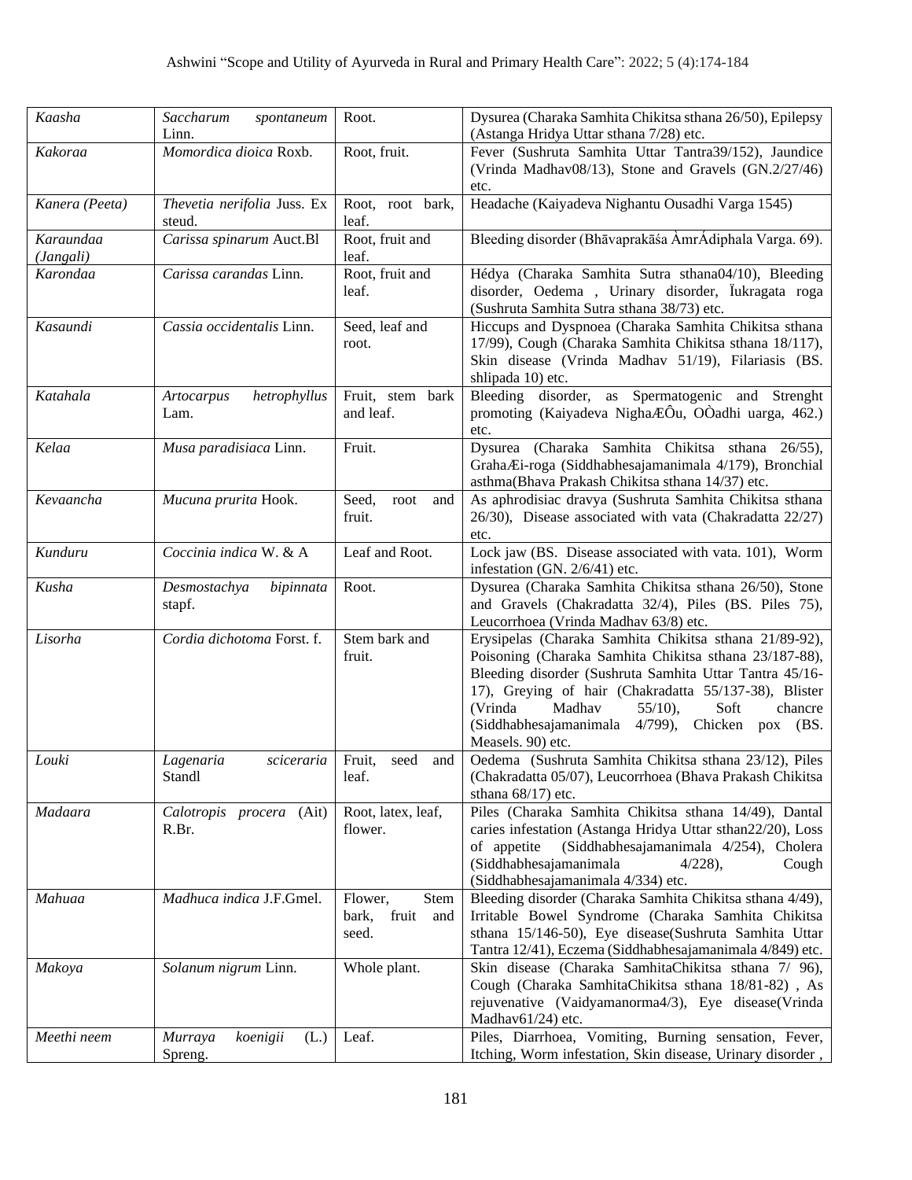| | | | |
|---|---|---|---|
| *Kaasha* | *Saccharum spontaneum* Linn. | Root. | Dysurea (Charaka Samhita Chikitsa sthana 26/50), Epilepsy (Astanga Hridya Uttar sthana 7/28) etc. |
| *Kakoraa* | *Momordica dioica* Roxb. | Root, fruit. | Fever (Sushruta Samhita Uttar Tantra39/152), Jaundice (Vrinda Madhav08/13), Stone and Gravels (GN.2/27/46) etc. |
| *Kanera (Peeta)* | *Thevetia nerifolia* Juss. Ex steud. | Root, root bark, leaf. | Headache (Kaiyadeva Nighantu Ousadhi Varga 1545) |
| *Karaundaa (Jangali)* | *Carissa spinarum* Auct.Bl | Root, fruit and leaf. | Bleeding disorder (Bhāvaprakāśa ÀmrÁdiphala Varga. 69). |
| *Karondaa* | *Carissa carandas* Linn. | Root, fruit and leaf. | Hédya (Charaka Samhita Sutra sthana04/10), Bleeding disorder, Oedema , Urinary disorder, Ïukragata roga (Sushruta Samhita Sutra sthana 38/73) etc. |
| *Kasaundi* | *Cassia occidentalis* Linn. | Seed, leaf and root. | Hiccups and Dyspnoea (Charaka Samhita Chikitsa sthana 17/99), Cough (Charaka Samhita Chikitsa sthana 18/117), Skin disease (Vrinda Madhav 51/19), Filariasis (BS. shlipada 10) etc. |
| *Katahala* | *Artocarpus hetrophyllus* Lam. | Fruit, stem bark and leaf. | Bleeding disorder, as Spermatogenic and Strenght promoting (Kaiyadeva NighaÆÔu, OÒadhi uarga, 462.) etc. |
| *Kelaa* | *Musa paradisiaca* Linn. | Fruit. | Dysurea (Charaka Samhita Chikitsa sthana 26/55), GrahaÆi-roga (Siddhabhesajamanimala 4/179), Bronchial asthma(Bhava Prakash Chikitsa sthana 14/37) etc. |
| *Kevaancha* | *Mucuna prurita* Hook. | Seed, root and fruit. | As aphrodisiac dravya (Sushruta Samhita Chikitsa sthana 26/30), Disease associated with vata (Chakradatta 22/27) etc. |
| *Kunduru* | *Coccinia indica* W. & A | Leaf and Root. | Lock jaw (BS. Disease associated with vata. 101), Worm infestation (GN. 2/6/41) etc. |
| *Kusha* | *Desmostachya bipinnata* stapf. | Root. | Dysurea (Charaka Samhita Chikitsa sthana 26/50), Stone and Gravels (Chakradatta 32/4), Piles (BS. Piles 75), Leucorrhoea (Vrinda Madhav 63/8) etc. |
| *Lisorha* | *Cordia dichotoma* Forst. f. | Stem bark and fruit. | Erysipelas (Charaka Samhita Chikitsa sthana 21/89-92), Poisoning (Charaka Samhita Chikitsa sthana 23/187-88), Bleeding disorder (Sushruta Samhita Uttar Tantra 45/16-17), Greying of hair (Chakradatta 55/137-38), Blister (Vrinda Madhav 55/10), Soft chancre (Siddhabhesajamanimala 4/799), Chicken pox (BS. Measels. 90) etc. |
| *Louki* | *Lagenaria sciceraria* Standl | Fruit, seed and leaf. | Oedema (Sushruta Samhita Chikitsa sthana 23/12), Piles (Chakradatta 05/07), Leucorrhoea (Bhava Prakash Chikitsa sthana 68/17) etc. |
| *Madaara* | *Calotropis procera* (Ait) R.Br. | Root, latex, leaf, flower. | Piles (Charaka Samhita Chikitsa sthana 14/49), Dantal caries infestation (Astanga Hridya Uttar sthan22/20), Loss of appetite (Siddhabhesajamanimala 4/254), Cholera (Siddhabhesajamanimala 4/228), Cough (Siddhabhesajamanimala 4/334) etc. |
| *Mahuaa* | *Madhuca indica* J.F.Gmel. | Flower, Stem bark, fruit and seed. | Bleeding disorder (Charaka Samhita Chikitsa sthana 4/49), Irritable Bowel Syndrome (Charaka Samhita Chikitsa sthana 15/146-50), Eye disease(Sushruta Samhita Uttar Tantra 12/41), Eczema (Siddhabhesajamanimala 4/849) etc. |
| *Makoya* | *Solanum nigrum* Linn. | Whole plant. | Skin disease (Charaka SamhitaChikitsa sthana 7/ 96), Cough (Charaka SamhitaChikitsa sthana 18/81-82) , As rejuvenative (Vaidyamanorma4/3), Eye disease(Vrinda Madhav61/24) etc. |
| *Meethi neem* | *Murraya koenigii* (L.) Spreng. | Leaf. | Piles, Diarrhoea, Vomiting, Burning sensation, Fever, Itching, Worm infestation, Skin disease, Urinary disorder , |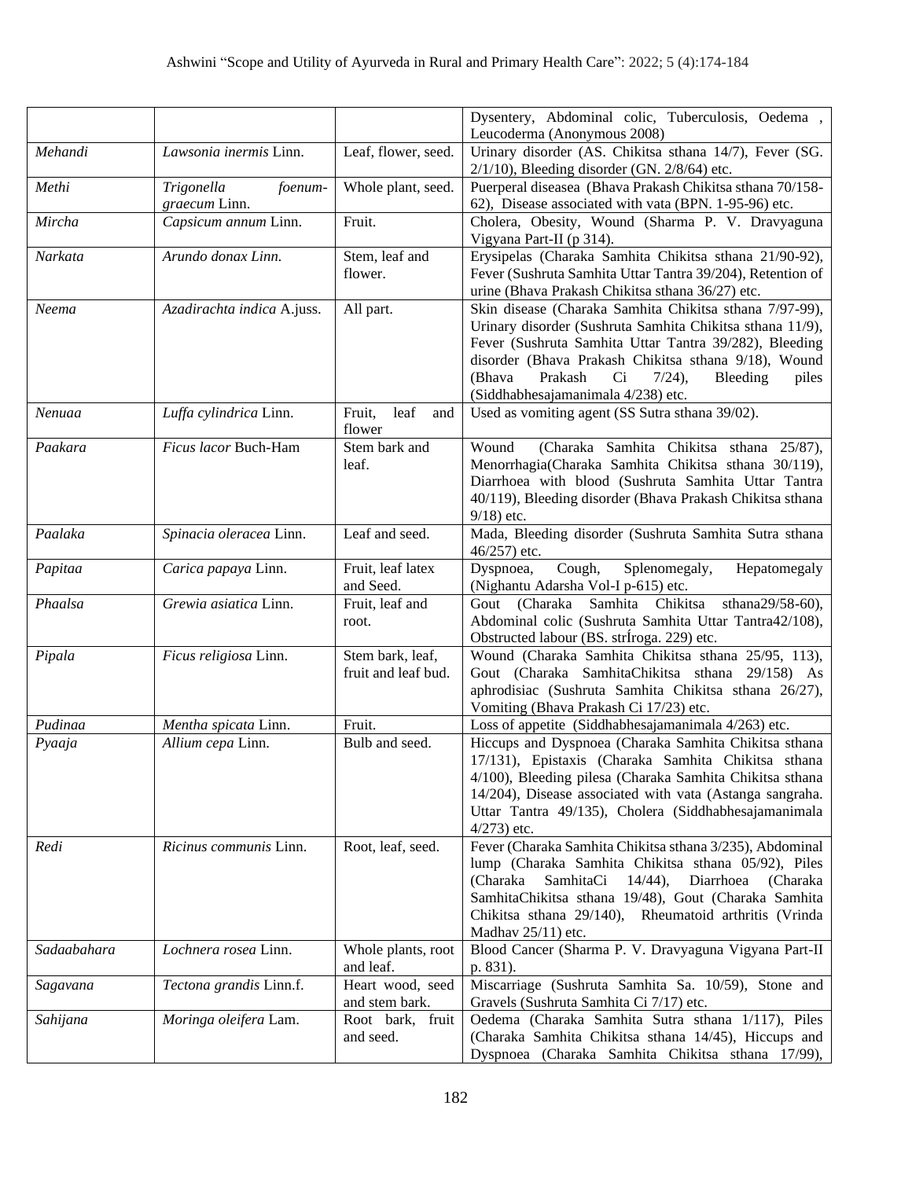| | | | Dysentery, Abdominal colic, Tuberculosis, Oedema , Leucoderma (Anonymous 2008) |
|---|---|---|---|
| *Mehandi* | *Lawsonia inermis* Linn. | Leaf, flower, seed. | Urinary disorder (AS. Chikitsa sthana 14/7), Fever (SG. 2/1/10), Bleeding disorder (GN. 2/8/64) etc. |
| *Methi* | *Trigonella foenum-graecum* Linn. | Whole plant, seed. | Puerperal diseasea (Bhava Prakash Chikitsa sthana 70/158-62), Disease associated with vata (BPN. 1-95-96) etc. |
| *Mircha* | *Capsicum annum* Linn. | Fruit. | Cholera, Obesity, Wound (Sharma P. V. Dravyaguna Vigyana Part-II (p 314). |
| *Narkata* | *Arundo donax Linn.* | Stem, leaf and flower. | Erysipelas (Charaka Samhita Chikitsa sthana 21/90-92), Fever (Sushruta Samhita Uttar Tantra 39/204), Retention of urine (Bhava Prakash Chikitsa sthana 36/27) etc. |
| *Neema* | *Azadirachta indica* A.juss. | All part. | Skin disease (Charaka Samhita Chikitsa sthana 7/97-99), Urinary disorder (Sushruta Samhita Chikitsa sthana 11/9), Fever (Sushruta Samhita Uttar Tantra 39/282), Bleeding disorder (Bhava Prakash Chikitsa sthana 9/18), Wound (Bhava Prakash Ci 7/24), Bleeding piles (Siddhabhesajamanimala 4/238) etc. |
| *Nenuaa* | *Luffa cylindrica* Linn. | Fruit, leaf and flower | Used as vomiting agent (SS Sutra sthana 39/02). |
| *Paakara* | *Ficus lacor* Buch-Ham | Stem bark and leaf. | Wound (Charaka Samhita Chikitsa sthana 25/87), Menorrhagia(Charaka Samhita Chikitsa sthana 30/119), Diarrhoea with blood (Sushruta Samhita Uttar Tantra 40/119), Bleeding disorder (Bhava Prakash Chikitsa sthana 9/18) etc. |
| *Paalaka* | *Spinacia oleracea* Linn. | Leaf and seed. | Mada, Bleeding disorder (Sushruta Samhita Sutra sthana 46/257) etc. |
| *Papitaa* | *Carica papaya* Linn. | Fruit, leaf latex and Seed. | Dyspnoea, Cough, Splenomegaly, Hepatomegaly (Nighantu Adarsha Vol-I p-615) etc. |
| *Phaalsa* | *Grewia asiatica* Linn. | Fruit, leaf and root. | Gout (Charaka Samhita Chikitsa sthana29/58-60), Abdominal colic (Sushruta Samhita Uttar Tantra42/108), Obstructed labour (BS. strÍroga. 229) etc. |
| *Pipala* | *Ficus religiosa* Linn. | Stem bark, leaf, fruit and leaf bud. | Wound (Charaka Samhita Chikitsa sthana 25/95, 113), Gout (Charaka SamhitaChikitsa sthana 29/158) As aphrodisiac (Sushruta Samhita Chikitsa sthana 26/27), Vomiting (Bhava Prakash Ci 17/23) etc. |
| *Pudinaa* | *Mentha spicata* Linn. | Fruit. | Loss of appetite (Siddhabhesajamanimala 4/263) etc. |
| *Pyaaja* | *Allium cepa* Linn. | Bulb and seed. | Hiccups and Dyspnoea (Charaka Samhita Chikitsa sthana 17/131), Epistaxis (Charaka Samhita Chikitsa sthana 4/100), Bleeding pilesa (Charaka Samhita Chikitsa sthana 14/204), Disease associated with vata (Astanga sangraha. Uttar Tantra 49/135), Cholera (Siddhabhesajamanimala 4/273) etc. |
| *Redi* | *Ricinus communis* Linn. | Root, leaf, seed. | Fever (Charaka Samhita Chikitsa sthana 3/235), Abdominal lump (Charaka Samhita Chikitsa sthana 05/92), Piles (Charaka SamhitaCi 14/44), Diarrhoea (Charaka SamhitaChikitsa sthana 19/48), Gout (Charaka Samhita Chikitsa sthana 29/140), Rheumatoid arthritis (Vrinda Madhav 25/11) etc. |
| *Sadaabahara* | *Lochnera rosea* Linn. | Whole plants, root and leaf. | Blood Cancer (Sharma P. V. Dravyaguna Vigyana Part-II p. 831). |
| *Sagavana* | *Tectona grandis* Linn.f. | Heart wood, seed and stem bark. | Miscarriage (Sushruta Samhita Sa. 10/59), Stone and Gravels (Sushruta Samhita Ci 7/17) etc. |
| *Sahijana* | *Moringa oleifera* Lam. | Root bark, fruit and seed. | Oedema (Charaka Samhita Sutra sthana 1/117), Piles (Charaka Samhita Chikitsa sthana 14/45), Hiccups and Dyspnoea (Charaka Samhita Chikitsa sthana 17/99), |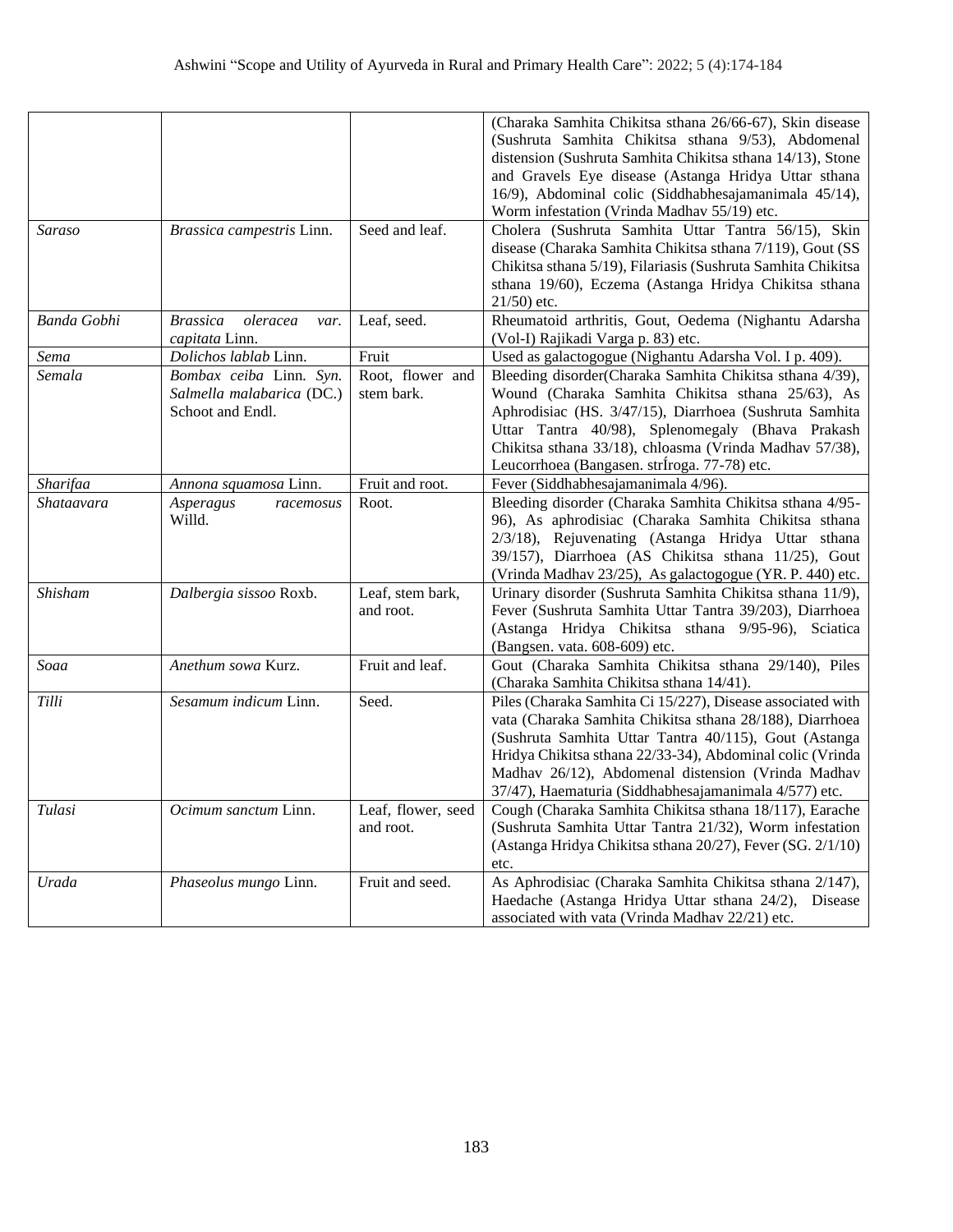| | | | |
|---|---|---|---|
| | | | (Charaka Samhita Chikitsa sthana 26/66-67), Skin disease (Sushruta Samhita Chikitsa sthana 9/53), Abdomenal distension (Sushruta Samhita Chikitsa sthana 14/13), Stone and Gravels Eye disease (Astanga Hridya Uttar sthana 16/9), Abdominal colic (Siddhabhesajamanimala 45/14), Worm infestation (Vrinda Madhav 55/19) etc. |
| *Saraso* | *Brassica campestris* Linn. | Seed and leaf. | Cholera (Sushruta Samhita Uttar Tantra 56/15), Skin disease (Charaka Samhita Chikitsa sthana 7/119), Gout (SS Chikitsa sthana 5/19), Filariasis (Sushruta Samhita Chikitsa sthana 19/60), Eczema (Astanga Hridya Chikitsa sthana 21/50) etc. |
| *Banda Gobhi* | *Brassica oleracea var. capitata* Linn. | Leaf, seed. | Rheumatoid arthritis, Gout, Oedema (Nighantu Adarsha (Vol-I) Rajikadi Varga p. 83) etc. |
| *Sema* | *Dolichos lablab* Linn. | Fruit | Used as galactogogue (Nighantu Adarsha Vol. I p. 409). |
| *Semala* | *Bombax ceiba* Linn. *Syn. Salmella malabarica* (DC.) Schoot and Endl. | Root, flower and stem bark. | Bleeding disorder(Charaka Samhita Chikitsa sthana 4/39), Wound (Charaka Samhita Chikitsa sthana 25/63), As Aphrodisiac (HS. 3/47/15), Diarrhoea (Sushruta Samhita Uttar Tantra 40/98), Splenomegaly (Bhava Prakash Chikitsa sthana 33/18), chloasma (Vrinda Madhav 57/38), Leucorrhoea (Bangasen. strÍroga. 77-78) etc. |
| *Sharifaa* | *Annona squamosa* Linn. | Fruit and root. | Fever (Siddhabhesajamanimala 4/96). |
| *Shataavara* | *Asperagus racemosus* Willd. | Root. | Bleeding disorder (Charaka Samhita Chikitsa sthana 4/95-96), As aphrodisiac (Charaka Samhita Chikitsa sthana 2/3/18), Rejuvenating (Astanga Hridya Uttar sthana 39/157), Diarrhoea (AS Chikitsa sthana 11/25), Gout (Vrinda Madhav 23/25), As galactogogue (YR. P. 440) etc. |
| *Shisham* | *Dalbergia sissoo* Roxb. | Leaf, stem bark, and root. | Urinary disorder (Sushruta Samhita Chikitsa sthana 11/9), Fever (Sushruta Samhita Uttar Tantra 39/203), Diarrhoea (Astanga Hridya Chikitsa sthana 9/95-96), Sciatica (Bangsen. vata. 608-609) etc. |
| *Soaa* | *Anethum sowa* Kurz. | Fruit and leaf. | Gout (Charaka Samhita Chikitsa sthana 29/140), Piles (Charaka Samhita Chikitsa sthana 14/41). |
| *Tilli* | *Sesamum indicum* Linn. | Seed. | Piles (Charaka Samhita Ci 15/227), Disease associated with vata (Charaka Samhita Chikitsa sthana 28/188), Diarrhoea (Sushruta Samhita Uttar Tantra 40/115), Gout (Astanga Hridya Chikitsa sthana 22/33-34), Abdominal colic (Vrinda Madhav 26/12), Abdomenal distension (Vrinda Madhav 37/47), Haematuria (Siddhabhesajamanimala 4/577) etc. |
| *Tulasi* | *Ocimum sanctum* Linn. | Leaf, flower, seed and root. | Cough (Charaka Samhita Chikitsa sthana 18/117), Earache (Sushruta Samhita Uttar Tantra 21/32), Worm infestation (Astanga Hridya Chikitsa sthana 20/27), Fever (SG. 2/1/10) etc. |
| *Urada* | *Phaseolus mungo* Linn. | Fruit and seed. | As Aphrodisiac (Charaka Samhita Chikitsa sthana 2/147), Haedache (Astanga Hridya Uttar sthana 24/2), Disease associated with vata (Vrinda Madhav 22/21) etc. |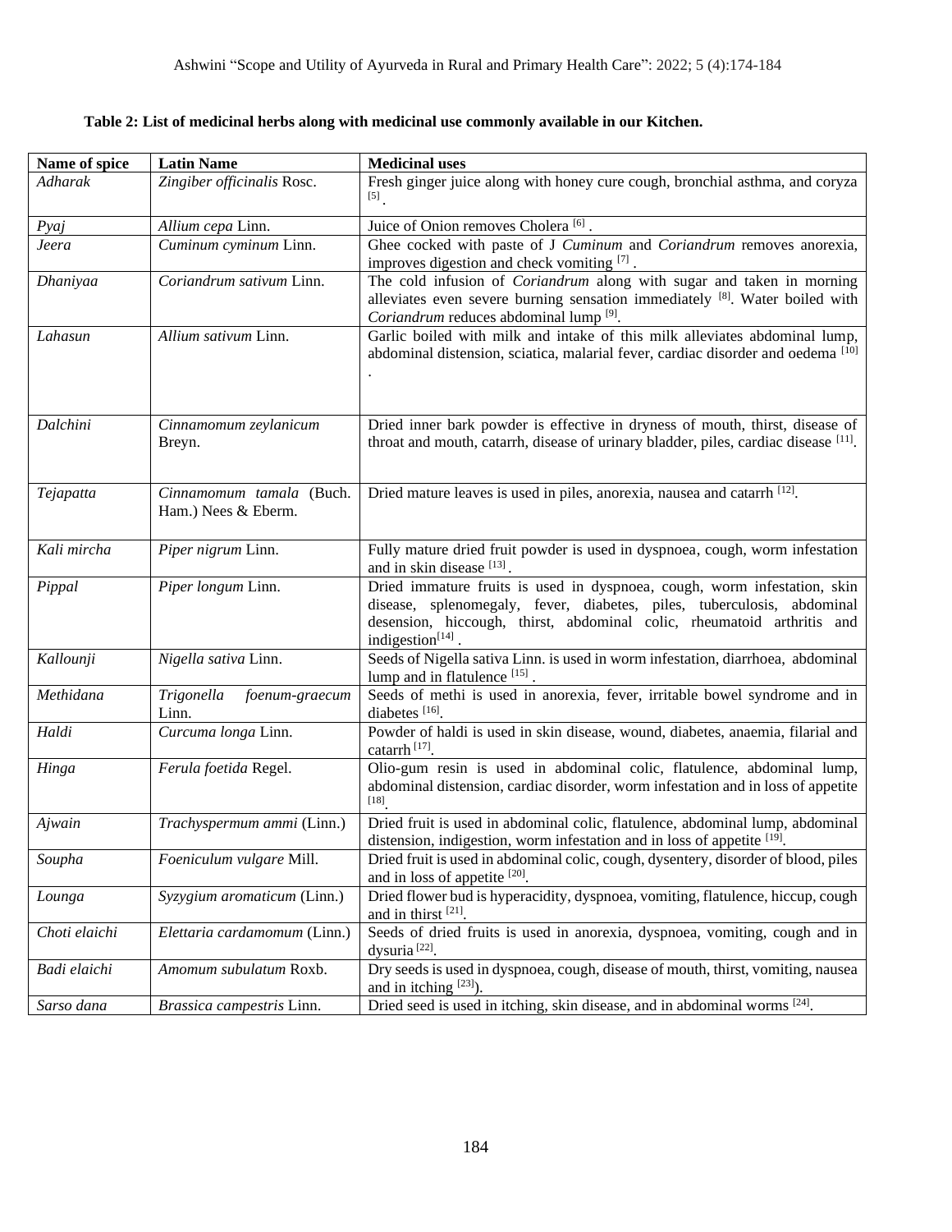**Table 2: List of medicinal herbs along with medicinal use commonly available in our Kitchen.**

| Name of spice | Latin Name | Medicinal uses |
|---|---|---|
| *Adharak* | *Zingiber officinalis* Rosc. | Fresh ginger juice along with honey cure cough, bronchial asthma, and coryza [5] . |
| *Pyaj* | *Allium cepa* Linn. | Juice of Onion removes Cholera [6] . |
| *Jeera* | *Cuminum cyminum* Linn. | Ghee cocked with paste of J *Cuminum* and *Coriandrum* removes anorexia, improves digestion and check vomiting [7] . |
| *Dhaniyaa* | *Coriandrum sativum* Linn. | The cold infusion of *Coriandrum* along with sugar and taken in morning alleviates even severe burning sensation immediately [8]. Water boiled with *Coriandrum* reduces abdominal lump [9]. |
| *Lahasun* | *Allium sativum* Linn. | Garlic boiled with milk and intake of this milk alleviates abdominal lump, abdominal distension, sciatica, malarial fever, cardiac disorder and oedema [10] . |
| *Dalchini* | *Cinnamomum zeylanicum* Breyn. | Dried inner bark powder is effective in dryness of mouth, thirst, disease of throat and mouth, catarrh, disease of urinary bladder, piles, cardiac disease [11]. |
| *Tejapatta* | *Cinnamomum tamala* (Buch. Ham.) Nees & Eberm. | Dried mature leaves is used in piles, anorexia, nausea and catarrh [12]. |
| *Kali mircha* | *Piper nigrum* Linn. | Fully mature dried fruit powder is used in dyspnoea, cough, worm infestation and in skin disease [13] . |
| *Pippal* | *Piper longum* Linn. | Dried immature fruits is used in dyspnoea, cough, worm infestation, skin disease, splenomegaly, fever, diabetes, piles, tuberculosis, abdominal desension, hiccough, thirst, abdominal colic, rheumatoid arthritis and indigestion[14] . |
| *Kallounji* | *Nigella sativa* Linn. | Seeds of Nigella sativa Linn. is used in worm infestation, diarrhoea, abdominal lump and in flatulence [15] . |
| *Methidana* | *Trigonella foenum-graecum* Linn. | Seeds of methi is used in anorexia, fever, irritable bowel syndrome and in diabetes [16]. |
| *Haldi* | *Curcuma longa* Linn. | Powder of haldi is used in skin disease, wound, diabetes, anaemia, filarial and catarrh [17]. |
| *Hinga* | *Ferula foetida* Regel. | Olio-gum resin is used in abdominal colic, flatulence, abdominal lump, abdominal distension, cardiac disorder, worm infestation and in loss of appetite [18]. |
| *Ajwain* | *Trachyspermum ammi* (Linn.) | Dried fruit is used in abdominal colic, flatulence, abdominal lump, abdominal distension, indigestion, worm infestation and in loss of appetite [19]. |
| *Soupha* | *Foeniculum vulgare* Mill. | Dried fruit is used in abdominal colic, cough, dysentery, disorder of blood, piles and in loss of appetite [20]. |
| *Lounga* | *Syzygium aromaticum* (Linn.) | Dried flower bud is hyperacidity, dyspnoea, vomiting, flatulence, hiccup, cough and in thirst [21]. |
| *Choti elaichi* | *Elettaria cardamomum* (Linn.) | Seeds of dried fruits is used in anorexia, dyspnoea, vomiting, cough and in dysuria [22]. |
| *Badi elaichi* | *Amomum subulatum* Roxb. | Dry seeds is used in dyspnoea, cough, disease of mouth, thirst, vomiting, nausea and in itching [23]). |
| *Sarso dana* | *Brassica campestris* Linn. | Dried seed is used in itching, skin disease, and in abdominal worms [24]. |